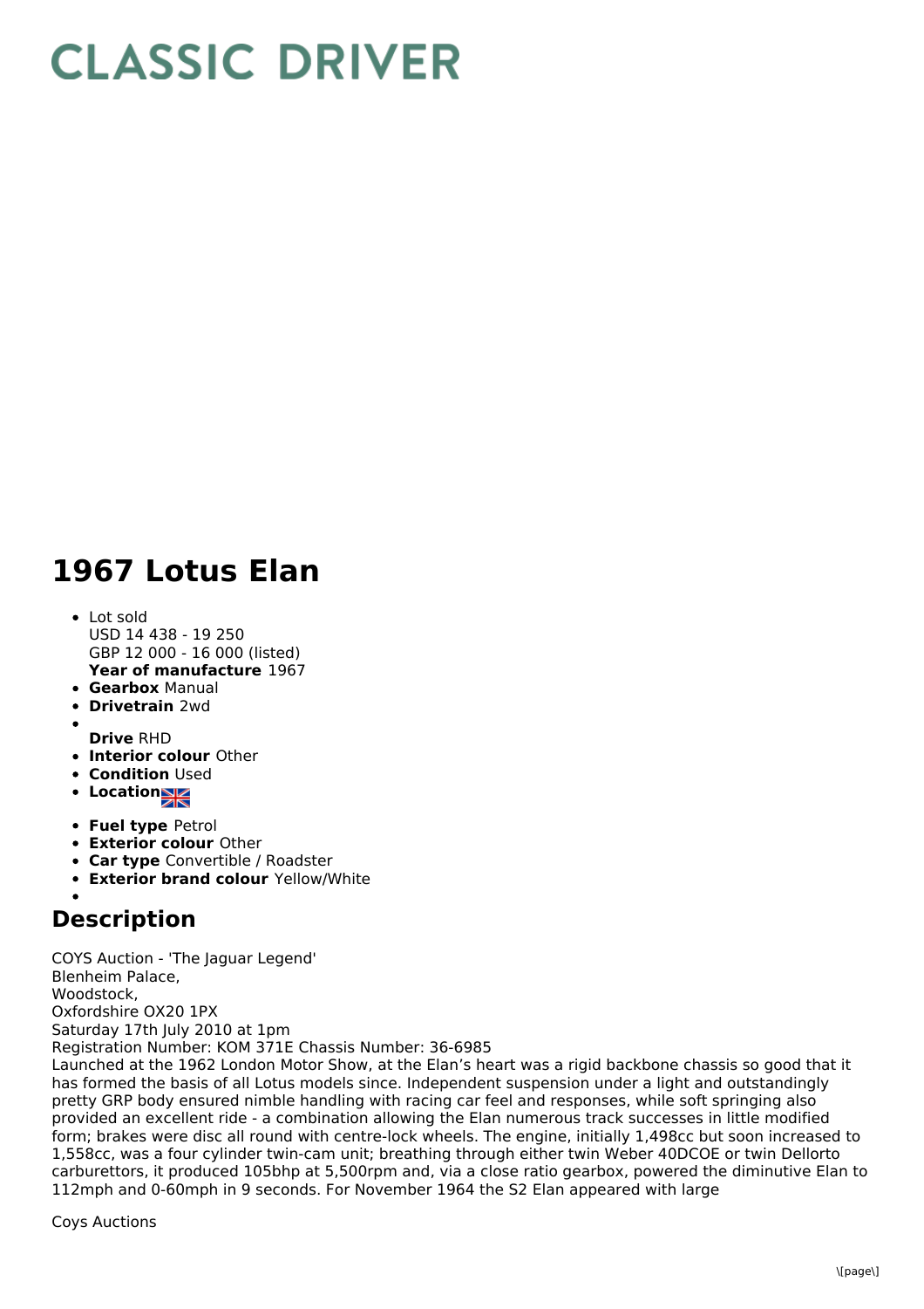# CLASSIC DRIVER

# 1967 Lotus Elan

- Lot sold
  USD 14 438 - 19 250
  GBP 12 000 - 16 000 (listed)
  **Year of manufacture** 1967
- **Gearbox** Manual
- **Drivetrain** 2wd
- **Drive** RHD
- **Interior colour** Other
- **Condition** Used
- **Location**
- **Fuel type** Petrol
- **Exterior colour** Other
- **Car type** Convertible / Roadster
- **Exterior brand colour** Yellow/White

## Description

COYS Auction - 'The Jaguar Legend'
Blenheim Palace,
Woodstock,
Oxfordshire OX20 1PX
Saturday 17th July 2010 at 1pm
Registration Number: KOM 371E Chassis Number: 36-6985
Launched at the 1962 London Motor Show, at the Elan's heart was a rigid backbone chassis so good that it has formed the basis of all Lotus models since. Independent suspension under a light and outstandingly pretty GRP body ensured nimble handling with racing car feel and responses, while soft springing also provided an excellent ride - a combination allowing the Elan numerous track successes in little modified form; brakes were disc all round with centre-lock wheels. The engine, initially 1,498cc but soon increased to 1,558cc, was a four cylinder twin-cam unit; breathing through either twin Weber 40DCOE or twin Dellorto carburettors, it produced 105bhp at 5,500rpm and, via a close ratio gearbox, powered the diminutive Elan to 112mph and 0-60mph in 9 seconds. For November 1964 the S2 Elan appeared with large

Coys Auctions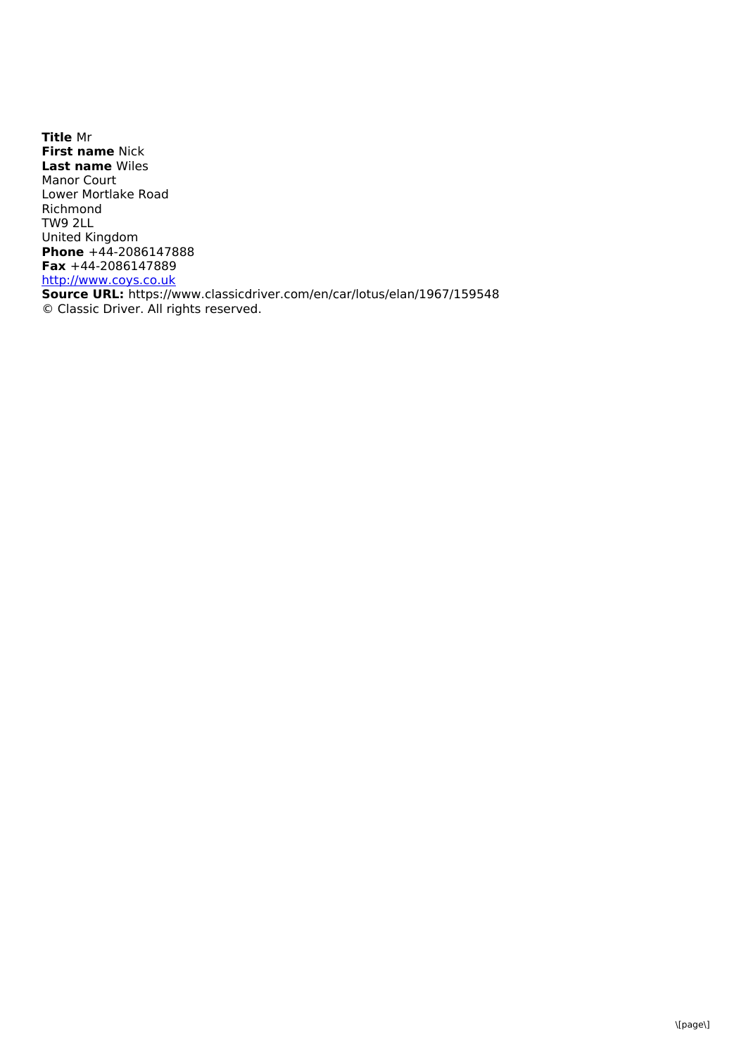**Title** Mr
**First name** Nick
**Last name** Wiles
Manor Court
Lower Mortlake Road
Richmond
TW9 2LL
United Kingdom
**Phone** +44-2086147888
**Fax** +44-2086147889
[http://www.coys.co.uk](http://www.coys.co.uk)
**Source URL:** https://www.classicdriver.com/en/car/lotus/elan/1967/159548
© Classic Driver. All rights reserved.